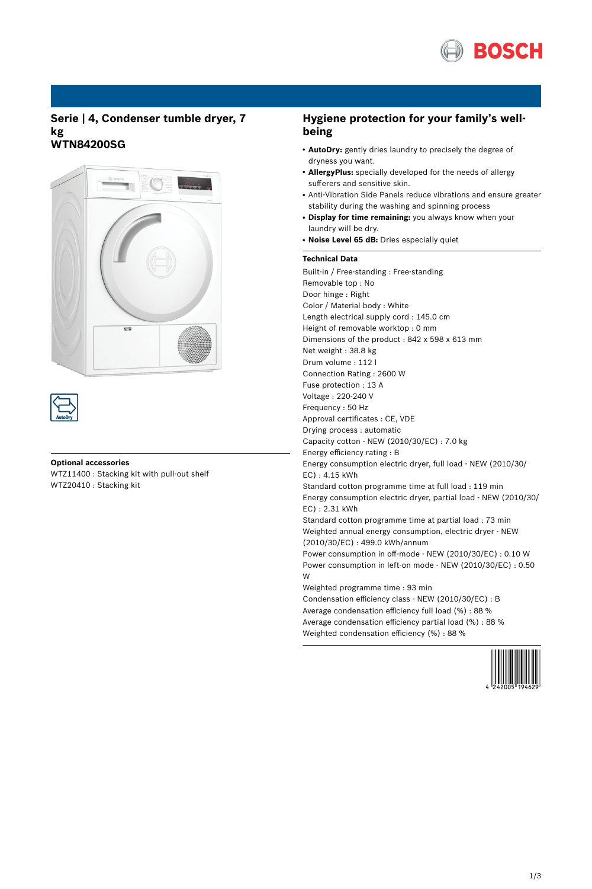# Serie | 4, Condenser tumble dryer, 7 kg
# WTN84200SG

### Optional accessories

WTZ11400 : Stacking kit with pull-out shelf
WTZ20410 : Stacking kit

## Hygiene protection for your family's well-being

- **AutoDry:** gently dries laundry to precisely the degree of dryness you want.
- **AllergyPlus:** specially developed for the needs of allergy sufferers and sensitive skin.
- Anti-Vibration Side Panels reduce vibrations and ensure greater stability during the washing and spinning process
- **Display for time remaining:** you always know when your laundry will be dry.
- **Noise Level 65 dB:** Dries especially quiet

### Technical Data

Built-in / Free-standing : Free-standing
Removable top : No
Door hinge : Right
Color / Material body : White
Length electrical supply cord : 145.0 cm
Height of removable worktop : 0 mm
Dimensions of the product : 842 x 598 x 613 mm
Net weight : 38.8 kg
Drum volume : 112 l
Connection Rating : 2600 W
Fuse protection : 13 A
Voltage : 220-240 V
Frequency : 50 Hz
Approval certificates : CE, VDE
Drying process : automatic
Capacity cotton - NEW (2010/30/EC) : 7.0 kg
Energy efficiency rating : B
Energy consumption electric dryer, full load - NEW (2010/30/EC) : 4.15 kWh
Standard cotton programme time at full load : 119 min
Energy consumption electric dryer, partial load - NEW (2010/30/EC) : 2.31 kWh
Standard cotton programme time at partial load : 73 min
Weighted annual energy consumption, electric dryer - NEW (2010/30/EC) : 499.0 kWh/annum
Power consumption in off-mode - NEW (2010/30/EC) : 0.10 W
Power consumption in left-on mode - NEW (2010/30/EC) : 0.50 W
Weighted programme time : 93 min
Condensation efficiency class - NEW (2010/30/EC) : B
Average condensation efficiency full load (%) : 88 %
Average condensation efficiency partial load (%) : 88 %
Weighted condensation efficiency (%) : 88 %

4 242005 194629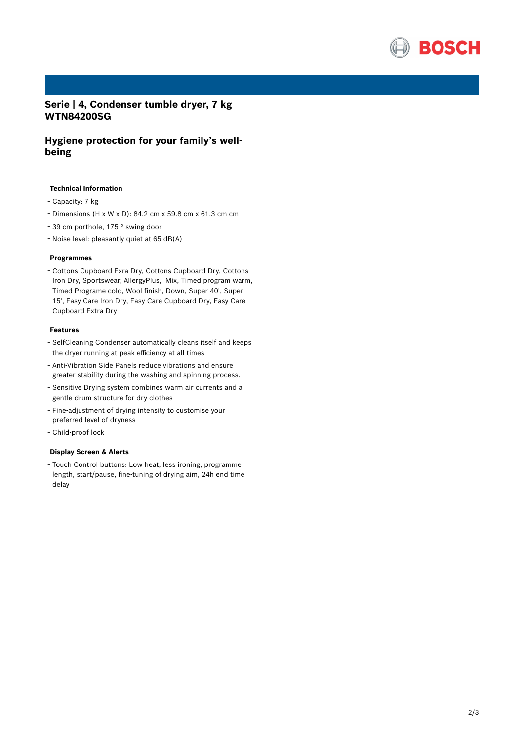# Serie | 4, Condenser tumble dryer, 7 kg
# WTN84200SG

## Hygiene protection for your family's well-being

---

#### Technical Information

- Capacity: 7 kg
- Dimensions (H x W x D): 84.2 cm x 59.8 cm x 61.3 cm cm
- 39 cm porthole, 175 ° swing door
- Noise level: pleasantly quiet at 65 dB(A)

#### Programmes

- Cottons Cupboard Exra Dry, Cottons Cupboard Dry, Cottons Iron Dry, Sportswear, AllergyPlus, Mix, Timed program warm, Timed Programe cold, Wool finish, Down, Super 40', Super 15', Easy Care Iron Dry, Easy Care Cupboard Dry, Easy Care Cupboard Extra Dry

#### Features

- SelfCleaning Condenser automatically cleans itself and keeps the dryer running at peak efficiency at all times
- Anti-Vibration Side Panels reduce vibrations and ensure greater stability during the washing and spinning process.
- Sensitive Drying system combines warm air currents and a gentle drum structure for dry clothes
- Fine-adjustment of drying intensity to customise your preferred level of dryness
- Child-proof lock

#### Display Screen & Alerts

- Touch Control buttons: Low heat, less ironing, programme length, start/pause, fine-tuning of drying aim, 24h end time delay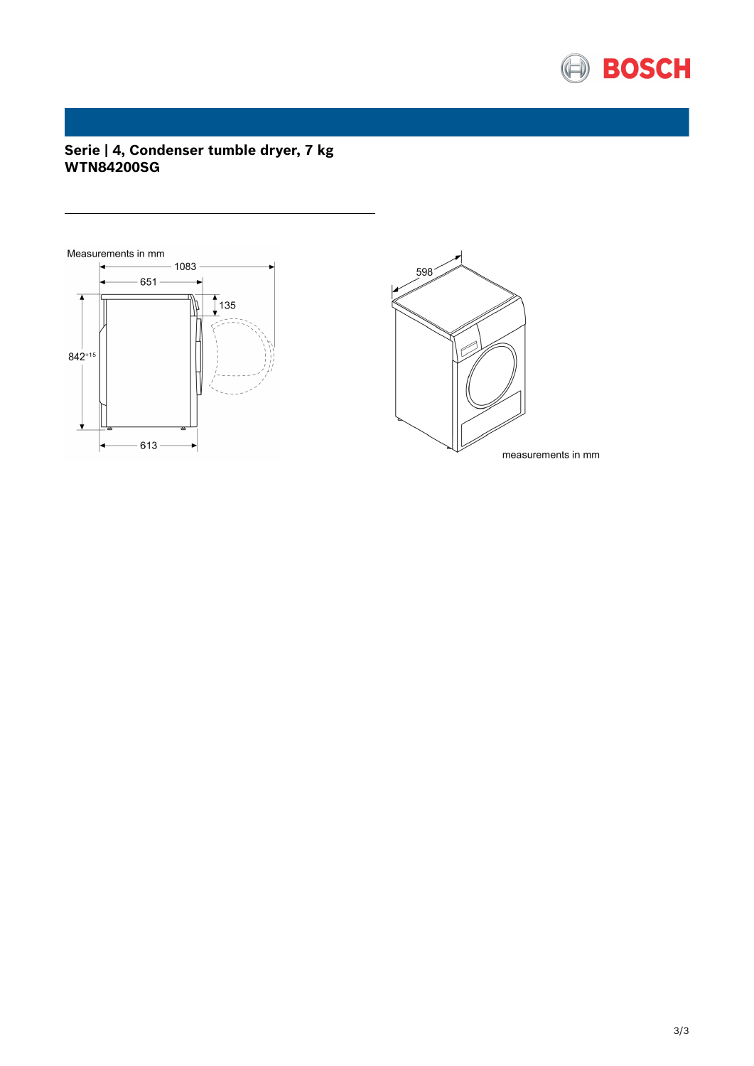**Serie | 4, Condenser tumble dryer, 7 kg**
**WTN84200SG**

Measurements in mm

1083

651

135

842$^{+15}$

613

598

measurements in mm